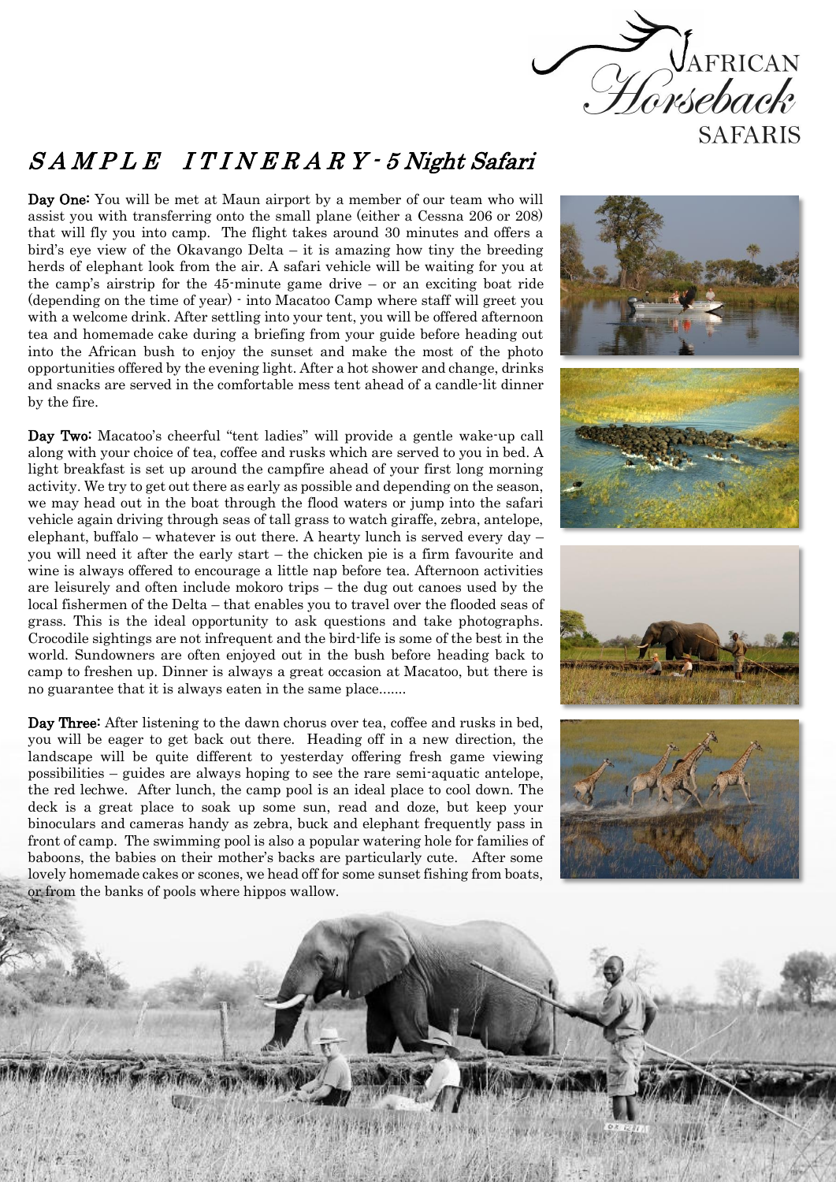# SAMPLE ITINERARY - 5 Night Safari

**Day One:** You will be met at Maun airport by a member of our team who will assist you with transferring onto the small plane (either a Cessna 206 or 208) that will fly you into camp. The flight takes around 30 minutes and offers a bird's eye view of the Okavango Delta – it is amazing how tiny the breeding herds of elephant look from the air. A safari vehicle will be waiting for you at the camp's airstrip for the 45-minute game drive – or an exciting boat ride (depending on the time of year) - into Macatoo Camp where staff will greet you with a welcome drink. After settling into your tent, you will be offered afternoon tea and homemade cake during a briefing from your guide before heading out into the African bush to enjoy the sunset and make the most of the photo opportunities offered by the evening light. After a hot shower and change, drinks and snacks are served in the comfortable mess tent ahead of a candle-lit dinner by the fire.

**Day Two:** Macatoo's cheerful "tent ladies" will provide a gentle wake-up call along with your choice of tea, coffee and rusks which are served to you in bed. A light breakfast is set up around the campfire ahead of your first long morning activity. We try to get out there as early as possible and depending on the season, we may head out in the boat through the flood waters or jump into the safari vehicle again driving through seas of tall grass to watch giraffe, zebra, antelope, elephant, buffalo – whatever is out there. A hearty lunch is served every day – you will need it after the early start – the chicken pie is a firm favourite and wine is always offered to encourage a little nap before tea. Afternoon activities are leisurely and often include mokoro trips – the dug out canoes used by the local fishermen of the Delta – that enables you to travel over the flooded seas of grass. This is the ideal opportunity to ask questions and take photographs. Crocodile sightings are not infrequent and the bird-life is some of the best in the world. Sundowners are often enjoyed out in the bush before heading back to camp to freshen up. Dinner is always a great occasion at Macatoo, but there is no guarantee that it is always eaten in the same place.......

**Day Three:** After listening to the dawn chorus over tea, coffee and rusks in bed, you will be eager to get back out there. Heading off in a new direction, the landscape will be quite different to yesterday offering fresh game viewing possibilities – guides are always hoping to see the rare semi-aquatic antelope, the red lechwe. After lunch, the camp pool is an ideal place to cool down. The deck is a great place to soak up some sun, read and doze, but keep your binoculars and cameras handy as zebra, buck and elephant frequently pass in front of camp. The swimming pool is also a popular watering hole for families of baboons, the babies on their mother's backs are particularly cute. After some lovely homemade cakes or scones, we head off for some sunset fishing from boats, or from the banks of pools where hippos wallow.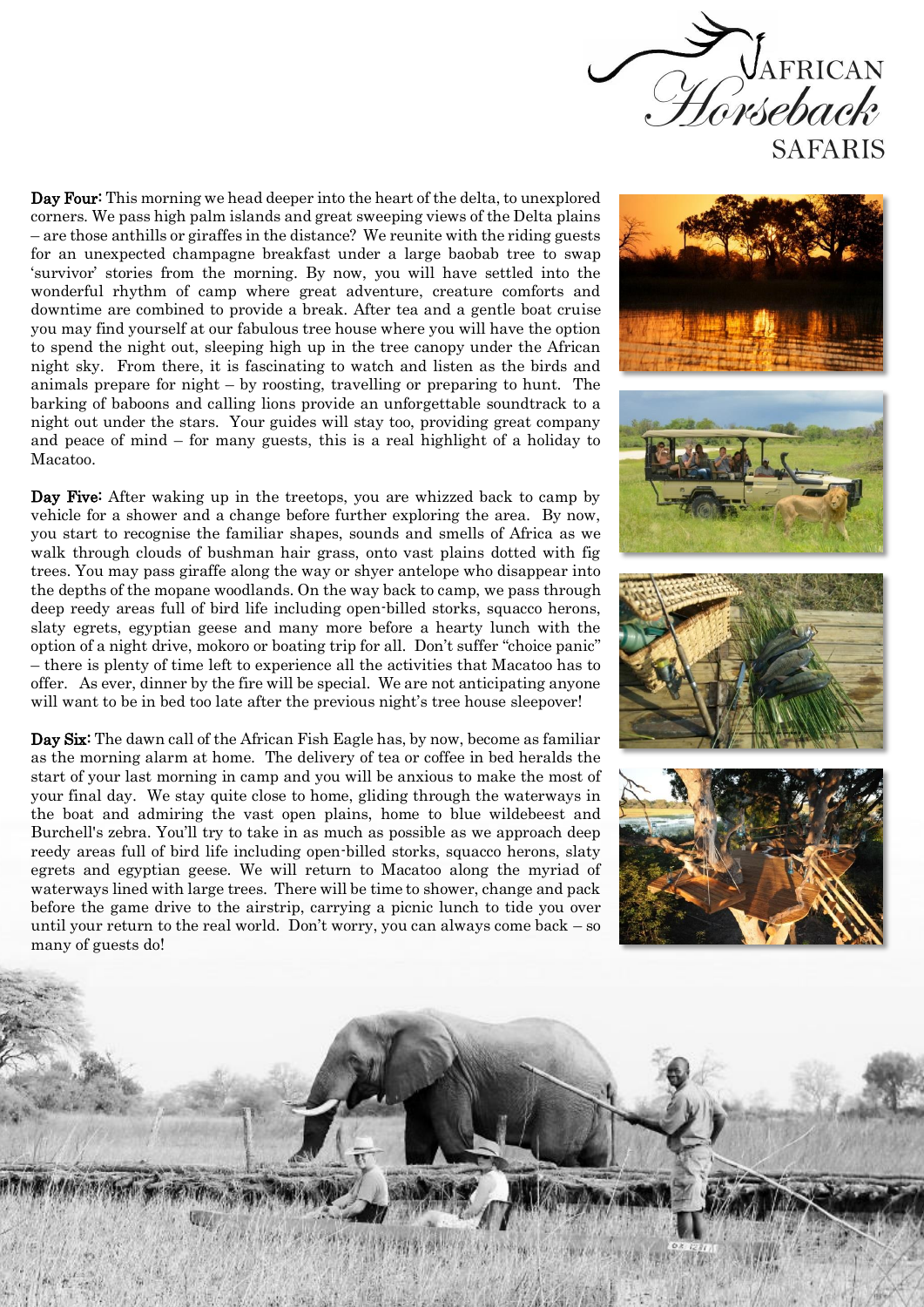**Day Four:** This morning we head deeper into the heart of the delta, to unexplored corners. We pass high palm islands and great sweeping views of the Delta plains – are those anthills or giraffes in the distance? We reunite with the riding guests for an unexpected champagne breakfast under a large baobab tree to swap 'survivor' stories from the morning. By now, you will have settled into the wonderful rhythm of camp where great adventure, creature comforts and downtime are combined to provide a break. After tea and a gentle boat cruise you may find yourself at our fabulous tree house where you will have the option to spend the night out, sleeping high up in the tree canopy under the African night sky. From there, it is fascinating to watch and listen as the birds and animals prepare for night – by roosting, travelling or preparing to hunt. The barking of baboons and calling lions provide an unforgettable soundtrack to a night out under the stars. Your guides will stay too, providing great company and peace of mind – for many guests, this is a real highlight of a holiday to Macatoo.

**Day Five:** After waking up in the treetops, you are whizzed back to camp by vehicle for a shower and a change before further exploring the area. By now, you start to recognise the familiar shapes, sounds and smells of Africa as we walk through clouds of bushman hair grass, onto vast plains dotted with fig trees. You may pass giraffe along the way or shyer antelope who disappear into the depths of the mopane woodlands. On the way back to camp, we pass through deep reedy areas full of bird life including open-billed storks, squacco herons, slaty egrets, egyptian geese and many more before a hearty lunch with the option of a night drive, mokoro or boating trip for all. Don't suffer "choice panic" – there is plenty of time left to experience all the activities that Macatoo has to offer. As ever, dinner by the fire will be special. We are not anticipating anyone will want to be in bed too late after the previous night's tree house sleepover!

**Day Six:** The dawn call of the African Fish Eagle has, by now, become as familiar as the morning alarm at home. The delivery of tea or coffee in bed heralds the start of your last morning in camp and you will be anxious to make the most of your final day. We stay quite close to home, gliding through the waterways in the boat and admiring the vast open plains, home to blue wildebeest and Burchell's zebra. You'll try to take in as much as possible as we approach deep reedy areas full of bird life including open-billed storks, squacco herons, slaty egrets and egyptian geese. We will return to Macatoo along the myriad of waterways lined with large trees. There will be time to shower, change and pack before the game drive to the airstrip, carrying a picnic lunch to tide you over until your return to the real world. Don't worry, you can always come back – so many of guests do!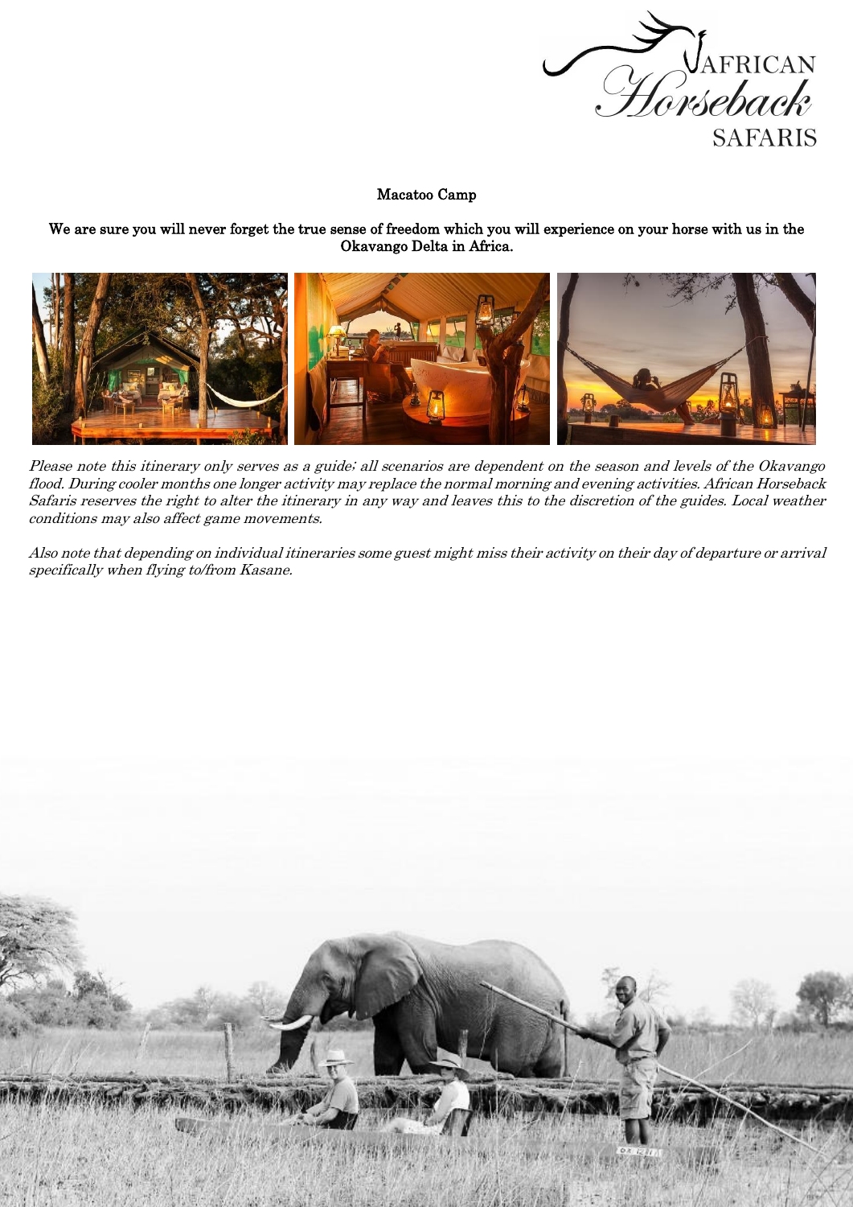Macatoo Camp

**We are sure you will never forget the true sense of freedom which you will experience on your horse with us in the Okavango Delta in Africa.**

*Please note this itinerary only serves as a guide; all scenarios are dependent on the season and levels of the Okavango flood. During cooler months one longer activity may replace the normal morning and evening activities. African Horseback Safaris reserves the right to alter the itinerary in any way and leaves this to the discretion of the guides. Local weather conditions may also affect game movements.*

*Also note that depending on individual itineraries some guest might miss their activity on their day of departure or arrival specifically when flying to/from Kasane.*